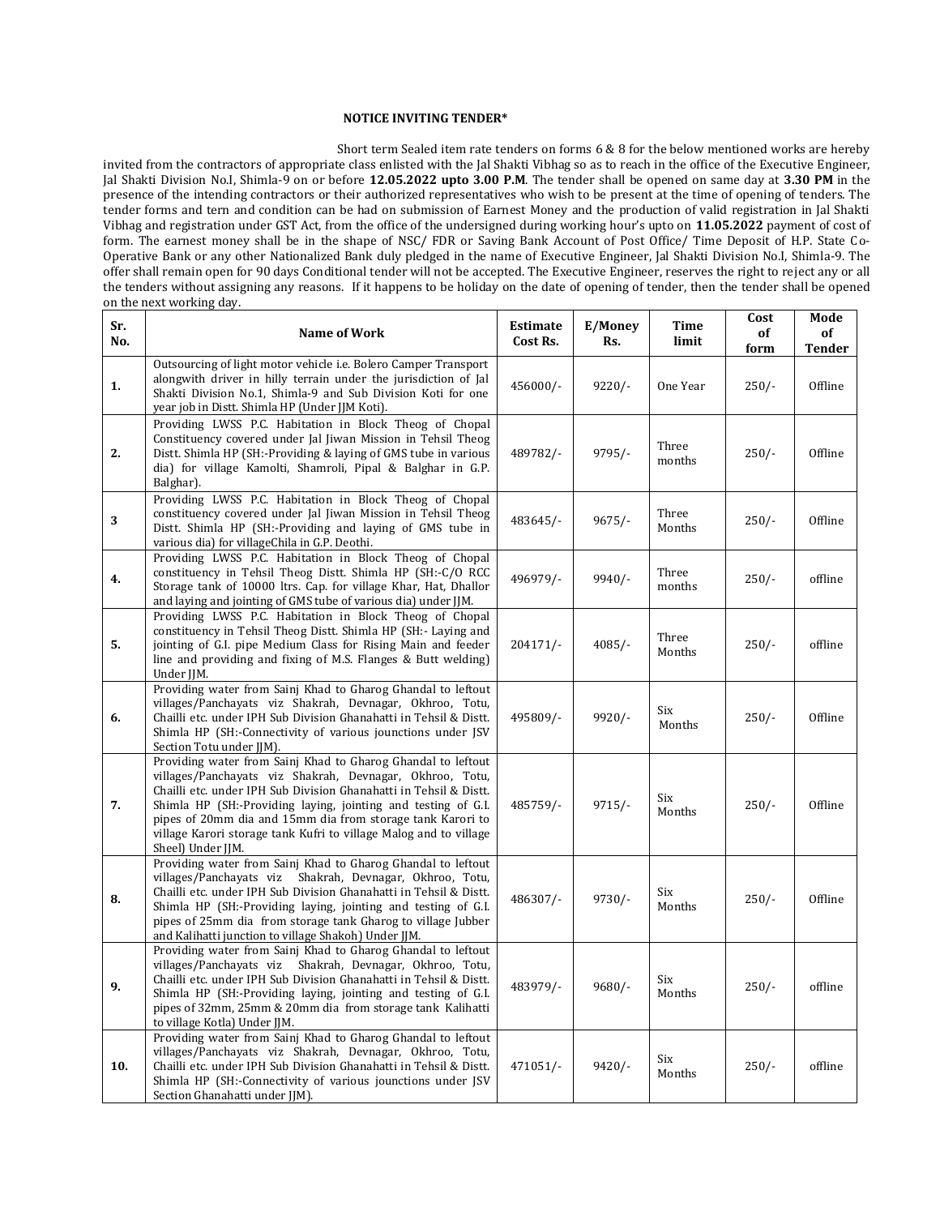**NOTICE INVITING TENDER***

Short term Sealed item rate tenders on forms 6 & 8 for the below mentioned works are hereby invited from the contractors of appropriate class enlisted with the Jal Shakti Vibhag so as to reach in the office of the Executive Engineer, Jal Shakti Division No.I, Shimla-9 on or before **12.05.2022 upto 3.00 P.M**. The tender shall be opened on same day at **3.30 PM** in the presence of the intending contractors or their authorized representatives who wish to be present at the time of opening of tenders. The tender forms and tern and condition can be had on submission of Earnest Money and the production of valid registration in Jal Shakti Vibhag and registration under GST Act, from the office of the undersigned during working hour's upto on **11.05.2022** payment of cost of form. The earnest money shall be in the shape of NSC/ FDR or Saving Bank Account of Post Office/ Time Deposit of H.P. State Co-Operative Bank or any other Nationalized Bank duly pledged in the name of Executive Engineer, Jal Shakti Division No.I, Shimla-9. The offer shall remain open for 90 days Conditional tender will not be accepted. The Executive Engineer, reserves the right to reject any or all the tenders without assigning any reasons. If it happens to be holiday on the date of opening of tender, then the tender shall be opened on the next working day.

| Sr. No. | Name of Work | Estimate Cost Rs. | E/Money Rs. | Time limit | Cost of form | Mode of Tender |
|---|---|---|---|---|---|---|
| 1. | Outsourcing of light motor vehicle i.e. Bolero Camper Transport alongwith driver in hilly terrain under the jurisdiction of Jal Shakti Division No.1, Shimla-9 and Sub Division Koti for one year job in Distt. Shimla HP (Under JJM Koti). | 456000/- | 9220/- | One Year | 250/- | Offline |
| 2. | Providing LWSS P.C. Habitation in Block Theog of Chopal Constituency covered under Jal Jiwan Mission in Tehsil Theog Distt. Shimla HP (SH:-Providing & laying of GMS tube in various dia) for village Kamolti, Shamroli, Pipal & Balghar in G.P. Balghar). | 489782/- | 9795/- | Three months | 250/- | Offline |
| 3 | Providing LWSS P.C. Habitation in Block Theog of Chopal constituency covered under Jal Jiwan Mission in Tehsil Theog Distt. Shimla HP (SH:-Providing and laying of GMS tube in various dia) for villageChila in G.P. Deothi. | 483645/- | 9675/- | Three Months | 250/- | Offline |
| 4. | Providing LWSS P.C. Habitation in Block Theog of Chopal constituency in Tehsil Theog Distt. Shimla HP (SH:-C/O RCC Storage tank of 10000 ltrs. Cap. for village Khar, Hat, Dhallor and laying and jointing of GMS tube of various dia) under JJM. | 496979/- | 9940/- | Three months | 250/- | offline |
| 5. | Providing LWSS P.C. Habitation in Block Theog of Chopal constituency in Tehsil Theog Distt. Shimla HP (SH:- Laying and jointing of G.I. pipe Medium Class for Rising Main and feeder line and providing and fixing of M.S. Flanges & Butt welding) Under JJM. | 204171/- | 4085/- | Three Months | 250/- | offline |
| 6. | Providing water from Sainj Khad to Gharog Ghandal to leftout villages/Panchayats viz Shakrah, Devnagar, Okhroo, Totu, Chailli etc. under IPH Sub Division Ghanahatti in Tehsil & Distt. Shimla HP (SH:-Connectivity of various jounctions under JSV Section Totu under JJM). | 495809/- | 9920/- | Six Months | 250/- | Offline |
| 7. | Providing water from Sainj Khad to Gharog Ghandal to leftout villages/Panchayats viz Shakrah, Devnagar, Okhroo, Totu, Chailli etc. under IPH Sub Division Ghanahatti in Tehsil & Distt. Shimla HP (SH:-Providing laying, jointing and testing of G.I. pipes of 20mm dia and 15mm dia from storage tank Karori to village Karori storage tank Kufri to village Malog and to village Sheel) Under JJM. | 485759/- | 9715/- | Six Months | 250/- | Offline |
| 8. | Providing water from Sainj Khad to Gharog Ghandal to leftout villages/Panchayats viz Shakrah, Devnagar, Okhroo, Totu, Chailli etc. under IPH Sub Division Ghanahatti in Tehsil & Distt. Shimla HP (SH:-Providing laying, jointing and testing of G.I. pipes of 25mm dia from storage tank Gharog to village Jubber and Kalihatti junction to village Shakoh) Under JJM. | 486307/- | 9730/- | Six Months | 250/- | Offline |
| 9. | Providing water from Sainj Khad to Gharog Ghandal to leftout villages/Panchayats viz Shakrah, Devnagar, Okhroo, Totu, Chailli etc. under IPH Sub Division Ghanahatti in Tehsil & Distt. Shimla HP (SH:-Providing laying, jointing and testing of G.I. pipes of 32mm, 25mm & 20mm dia from storage tank Kalihatti to village Kotla) Under JJM. | 483979/- | 9680/- | Six Months | 250/- | offline |
| 10. | Providing water from Sainj Khad to Gharog Ghandal to leftout villages/Panchayats viz Shakrah, Devnagar, Okhroo, Totu, Chailli etc. under IPH Sub Division Ghanahatti in Tehsil & Distt. Shimla HP (SH:-Connectivity of various jounctions under JSV Section Ghanahatti under JJM). | 471051/- | 9420/- | Six Months | 250/- | offline |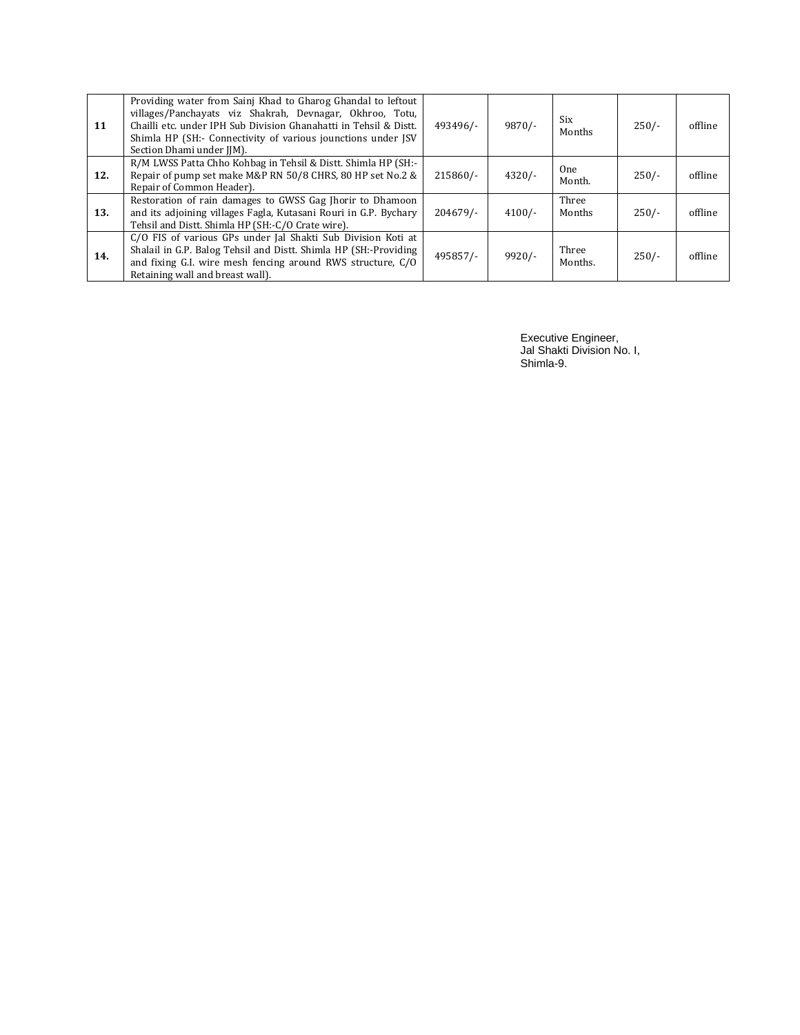| | | | | | | |
|---|---|---|---|---|---|---|
| **11** | Providing water from Sainj Khad to Gharog Ghandal to leftout villages/Panchayats viz Shakrah, Devnagar, Okhroo, Totu, Chailli etc. under IPH Sub Division Ghanahatti in Tehsil & Distt. Shimla HP (SH:- Connectivity of various jounctions under JSV Section Dhami under JJM). | 493496/- | 9870/- | Six Months | 250/- | offline |
| **12.** | R/M LWSS Patta Chho Kohbag in Tehsil & Distt. Shimla HP (SH:- Repair of pump set make M&P RN 50/8 CHRS, 80 HP set No.2 & Repair of Common Header). | 215860/- | 4320/- | One Month. | 250/- | offline |
| **13.** | Restoration of rain damages to GWSS Gag Jhorir to Dhamoon and its adjoining villages Fagla, Kutasani Rouri in G.P. Bychary Tehsil and Distt. Shimla HP (SH:-C/O Crate wire). | 204679/- | 4100/- | Three Months | 250/- | offline |
| **14.** | C/O FIS of various GPs under Jal Shakti Sub Division Koti at Shalail in G.P. Balog Tehsil and Distt. Shimla HP (SH:-Providing and fixing G.I. wire mesh fencing around RWS structure, C/O Retaining wall and breast wall). | 495857/- | 9920/- | Three Months. | 250/- | offline |

Executive Engineer,
Jal Shakti Division No. I,
Shimla-9.